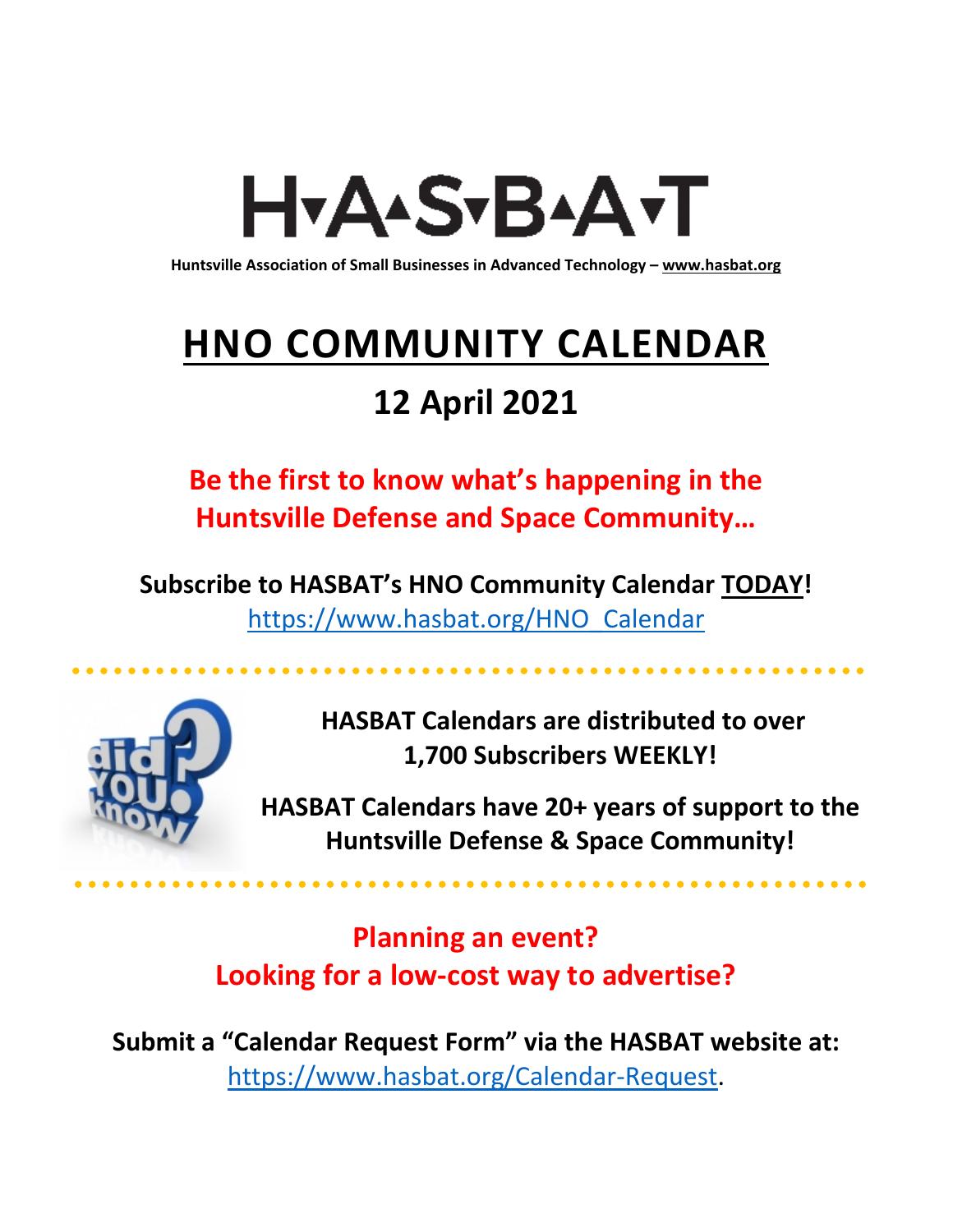# H▾A▴S▾B▴A▾T

**Huntsville Association of Small Businesses in Advanced Technology – www.hasbat.org**

# HNO COMMUNITY CALENDAR

## 12 April 2021

**Be the first to know what's happening in the Huntsville Defense and Space Community…**

**Subscribe to HASBAT's HNO Community Calendar TODAY!**
https://www.hasbat.org/HNO_Calendar

**HASBAT Calendars are distributed to over 1,700 Subscribers WEEKLY!**

**HASBAT Calendars have 20+ years of support to the Huntsville Defense & Space Community!**

**Planning an event?**
**Looking for a low-cost way to advertise?**

**Submit a "Calendar Request Form" via the HASBAT website at:**
https://www.hasbat.org/Calendar-Request.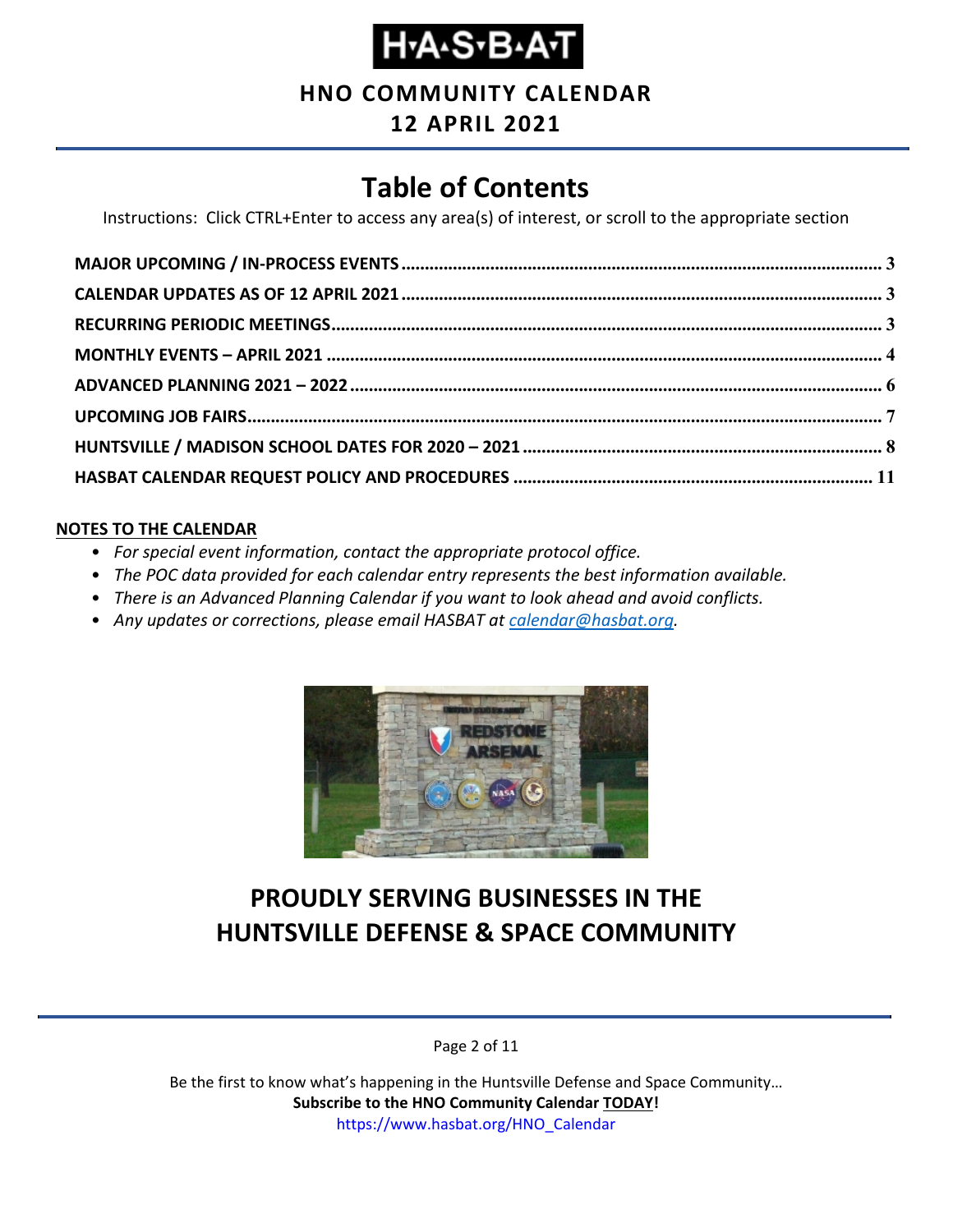# H·A·S·B·A·T

## HNO COMMUNITY CALENDAR
## 12 APRIL 2021

# Table of Contents

Instructions: Click CTRL+Enter to access any area(s) of interest, or scroll to the appropriate section

**MAJOR UPCOMING / IN-PROCESS EVENTS** ........ 3
**CALENDAR UPDATES AS OF 12 APRIL 2021** ........ 3
**RECURRING PERIODIC MEETINGS** ........ 3
**MONTHLY EVENTS – APRIL 2021** ........ 4
**ADVANCED PLANNING 2021 – 2022** ........ 6
**UPCOMING JOB FAIRS** ........ 7
**HUNTSVILLE / MADISON SCHOOL DATES FOR 2020 – 2021** ........ 8
**HASBAT CALENDAR REQUEST POLICY AND PROCEDURES** ........ 11

**NOTES TO THE CALENDAR**

- *For special event information, contact the appropriate protocol office.*
- *The POC data provided for each calendar entry represents the best information available.*
- *There is an Advanced Planning Calendar if you want to look ahead and avoid conflicts.*
- *Any updates or corrections, please email HASBAT at calendar@hasbat.org.*

## PROUDLY SERVING BUSINESSES IN THE HUNTSVILLE DEFENSE & SPACE COMMUNITY

Be the first to know what's happening in the Huntsville Defense and Space Community…
**Subscribe to the HNO Community Calendar TODAY!**
https://www.hasbat.org/HNO_Calendar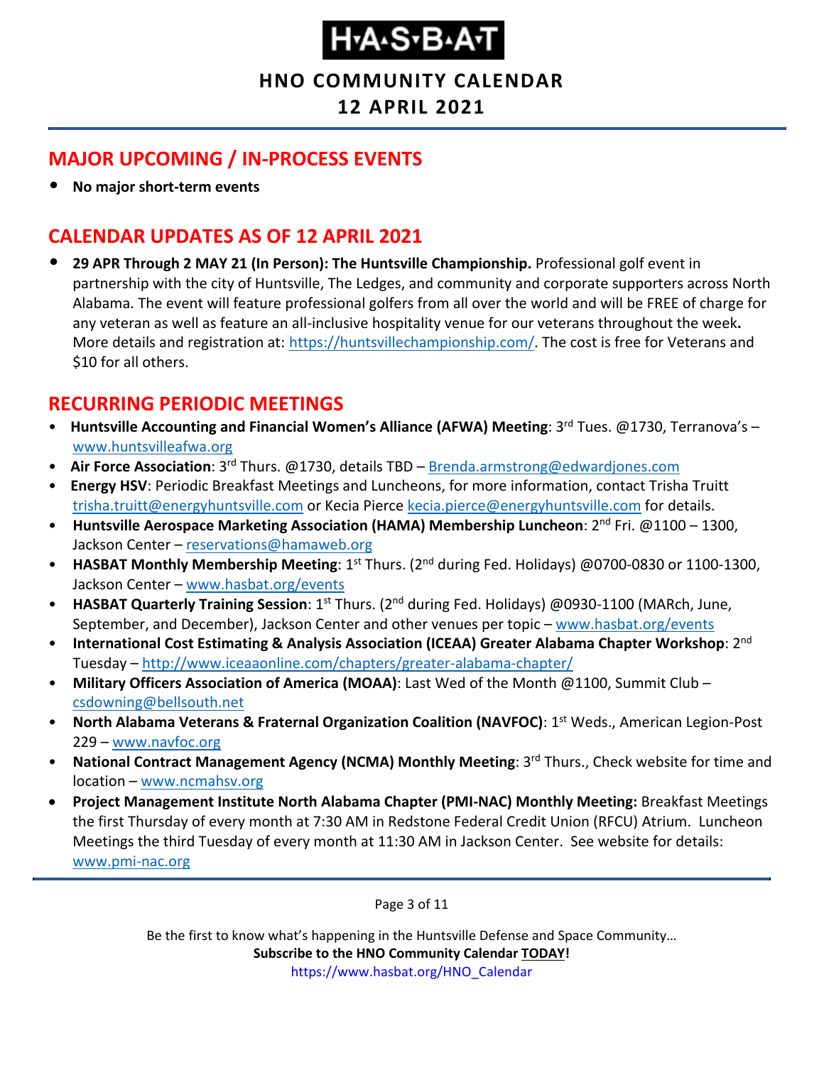# H·A·S·B·A·T

**HNO COMMUNITY CALENDAR**

**12 APRIL 2021**

## MAJOR UPCOMING / IN-PROCESS EVENTS

- **No major short-term events**

## CALENDAR UPDATES AS OF 12 APRIL 2021

- **29 APR Through 2 MAY 21 (In Person): The Huntsville Championship.** Professional golf event in partnership with the city of Huntsville, The Ledges, and community and corporate supporters across North Alabama. The event will feature professional golfers from all over the world and will be FREE of charge for any veteran as well as feature an all-inclusive hospitality venue for our veterans throughout the week**.** More details and registration at: https://huntsvillechampionship.com/. The cost is free for Veterans and $10 for all others.

## RECURRING PERIODIC MEETINGS

- **Huntsville Accounting and Financial Women's Alliance (AFWA) Meeting**: 3rd Tues. @1730, Terranova's – www.huntsvilleafwa.org
- **Air Force Association**: 3rd Thurs. @1730, details TBD – Brenda.armstrong@edwardjones.com
- **Energy HSV**: Periodic Breakfast Meetings and Luncheons, for more information, contact Trisha Truitt trisha.truitt@energyhuntsville.com or Kecia Pierce kecia.pierce@energyhuntsville.com for details.
- **Huntsville Aerospace Marketing Association (HAMA) Membership Luncheon**: 2nd Fri. @1100 – 1300, Jackson Center – reservations@hamaweb.org
- **HASBAT Monthly Membership Meeting**: 1st Thurs. (2nd during Fed. Holidays) @0700-0830 or 1100-1300, Jackson Center – www.hasbat.org/events
- **HASBAT Quarterly Training Session**: 1st Thurs. (2nd during Fed. Holidays) @0930-1100 (MARch, June, September, and December), Jackson Center and other venues per topic – www.hasbat.org/events
- **International Cost Estimating & Analysis Association (ICEAA) Greater Alabama Chapter Workshop**: 2nd Tuesday – http://www.iceaaonline.com/chapters/greater-alabama-chapter/
- **Military Officers Association of America (MOAA)**: Last Wed of the Month @1100, Summit Club – csdowning@bellsouth.net
- **North Alabama Veterans & Fraternal Organization Coalition (NAVFOC)**: 1st Weds., American Legion-Post 229 – www.navfoc.org
- **National Contract Management Agency (NCMA) Monthly Meeting**: 3rd Thurs., Check website for time and location – www.ncmahsv.org
- **Project Management Institute North Alabama Chapter (PMI-NAC) Monthly Meeting:** Breakfast Meetings the first Thursday of every month at 7:30 AM in Redstone Federal Credit Union (RFCU) Atrium. Luncheon Meetings the third Tuesday of every month at 11:30 AM in Jackson Center. See website for details: www.pmi-nac.org

Be the first to know what's happening in the Huntsville Defense and Space Community…
**Subscribe to the HNO Community Calendar <u>TODAY</u>!**
https://www.hasbat.org/HNO_Calendar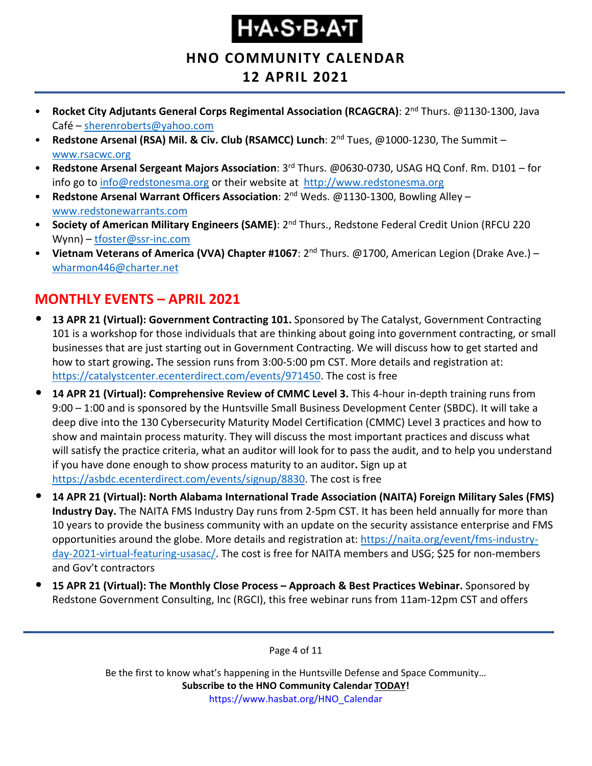- **Rocket City Adjutants General Corps Regimental Association (RCAGCRA)**: 2nd Thurs. @1130-1300, Java Café – sherenroberts@yahoo.com
- **Redstone Arsenal (RSA) Mil. & Civ. Club (RSAMCC) Lunch**: 2nd Tues, @1000-1230, The Summit – www.rsacwc.org
- **Redstone Arsenal Sergeant Majors Association**: 3rd Thurs. @0630-0730, USAG HQ Conf. Rm. D101 – for info go to info@redstonesma.org or their website at http://www.redstonesma.org
- **Redstone Arsenal Warrant Officers Association**: 2nd Weds. @1130-1300, Bowling Alley – www.redstonewarrants.com
- **Society of American Military Engineers (SAME)**: 2nd Thurs., Redstone Federal Credit Union (RFCU 220 Wynn) – tfoster@ssr-inc.com
- **Vietnam Veterans of America (VVA) Chapter #1067**: 2nd Thurs. @1700, American Legion (Drake Ave.) – wharmon446@charter.net

## MONTHLY EVENTS – APRIL 2021

- **13 APR 21 (Virtual): Government Contracting 101.** Sponsored by The Catalyst, Government Contracting 101 is a workshop for those individuals that are thinking about going into government contracting, or small businesses that are just starting out in Government Contracting. We will discuss how to get started and how to start growing**.** The session runs from 3:00-5:00 pm CST. More details and registration at: https://catalystcenter.ecenterdirect.com/events/971450. The cost is free
- **14 APR 21 (Virtual): Comprehensive Review of CMMC Level 3.** This 4-hour in-depth training runs from 9:00 – 1:00 and is sponsored by the Huntsville Small Business Development Center (SBDC). It will take a deep dive into the 130 Cybersecurity Maturity Model Certification (CMMC) Level 3 practices and how to show and maintain process maturity. They will discuss the most important practices and discuss what will satisfy the practice criteria, what an auditor will look for to pass the audit, and to help you understand if you have done enough to show process maturity to an auditor**.** Sign up at https://asbdc.ecenterdirect.com/events/signup/8830. The cost is free
- **14 APR 21 (Virtual): North Alabama International Trade Association (NAITA) Foreign Military Sales (FMS) Industry Day.** The NAITA FMS Industry Day runs from 2-5pm CST. It has been held annually for more than 10 years to provide the business community with an update on the security assistance enterprise and FMS opportunities around the globe. More details and registration at: https://naita.org/event/fms-industry-day-2021-virtual-featuring-usasac/. The cost is free for NAITA members and USG; $25 for non-members and Gov't contractors
- **15 APR 21 (Virtual): The Monthly Close Process – Approach & Best Practices Webinar.** Sponsored by Redstone Government Consulting, Inc (RGCI), this free webinar runs from 11am-12pm CST and offers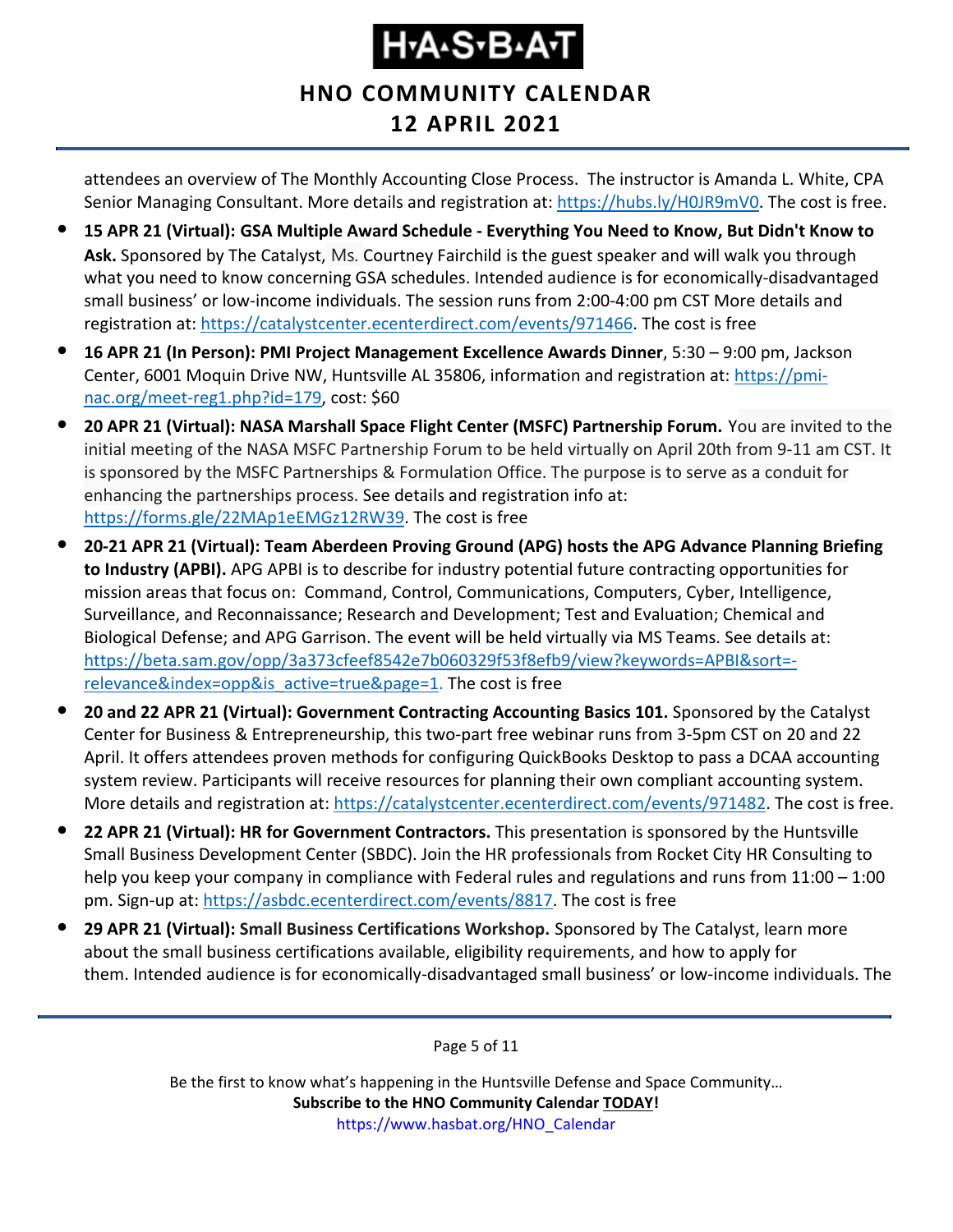attendees an overview of The Monthly Accounting Close Process. The instructor is Amanda L. White, CPA Senior Managing Consultant. More details and registration at: https://hubs.ly/H0JR9mV0. The cost is free.

- **15 APR 21 (Virtual): GSA Multiple Award Schedule - Everything You Need to Know, But Didn't Know to Ask.** Sponsored by The Catalyst, Ms. Courtney Fairchild is the guest speaker and will walk you through what you need to know concerning GSA schedules. Intended audience is for economically-disadvantaged small business' or low-income individuals. The session runs from 2:00-4:00 pm CST More details and registration at: https://catalystcenter.ecenterdirect.com/events/971466. The cost is free
- **16 APR 21 (In Person): PMI Project Management Excellence Awards Dinner**, 5:30 – 9:00 pm, Jackson Center, 6001 Moquin Drive NW, Huntsville AL 35806, information and registration at: https://pmi-nac.org/meet-reg1.php?id=179, cost: $60
- **20 APR 21 (Virtual): NASA Marshall Space Flight Center (MSFC) Partnership Forum.** You are invited to the initial meeting of the NASA MSFC Partnership Forum to be held virtually on April 20th from 9-11 am CST. It is sponsored by the MSFC Partnerships & Formulation Office. The purpose is to serve as a conduit for enhancing the partnerships process. See details and registration info at: https://forms.gle/22MAp1eEMGz12RW39. The cost is free
- **20-21 APR 21 (Virtual): Team Aberdeen Proving Ground (APG) hosts the APG Advance Planning Briefing to Industry (APBI).** APG APBI is to describe for industry potential future contracting opportunities for mission areas that focus on: Command, Control, Communications, Computers, Cyber, Intelligence, Surveillance, and Reconnaissance; Research and Development; Test and Evaluation; Chemical and Biological Defense; and APG Garrison. The event will be held virtually via MS Teams. See details at: https://beta.sam.gov/opp/3a373cfeef8542e7b060329f53f8efb9/view?keywords=APBI&sort=-relevance&index=opp&is_active=true&page=1. The cost is free
- **20 and 22 APR 21 (Virtual): Government Contracting Accounting Basics 101.** Sponsored by the Catalyst Center for Business & Entrepreneurship, this two-part free webinar runs from 3-5pm CST on 20 and 22 April. It offers attendees proven methods for configuring QuickBooks Desktop to pass a DCAA accounting system review. Participants will receive resources for planning their own compliant accounting system. More details and registration at: https://catalystcenter.ecenterdirect.com/events/971482. The cost is free.
- **22 APR 21 (Virtual): HR for Government Contractors.** This presentation is sponsored by the Huntsville Small Business Development Center (SBDC). Join the HR professionals from Rocket City HR Consulting to help you keep your company in compliance with Federal rules and regulations and runs from 11:00 – 1:00 pm. Sign-up at: https://asbdc.ecenterdirect.com/events/8817. The cost is free
- **29 APR 21 (Virtual): Small Business Certifications Workshop.** Sponsored by The Catalyst, learn more about the small business certifications available, eligibility requirements, and how to apply for them. Intended audience is for economically-disadvantaged small business' or low-income individuals. The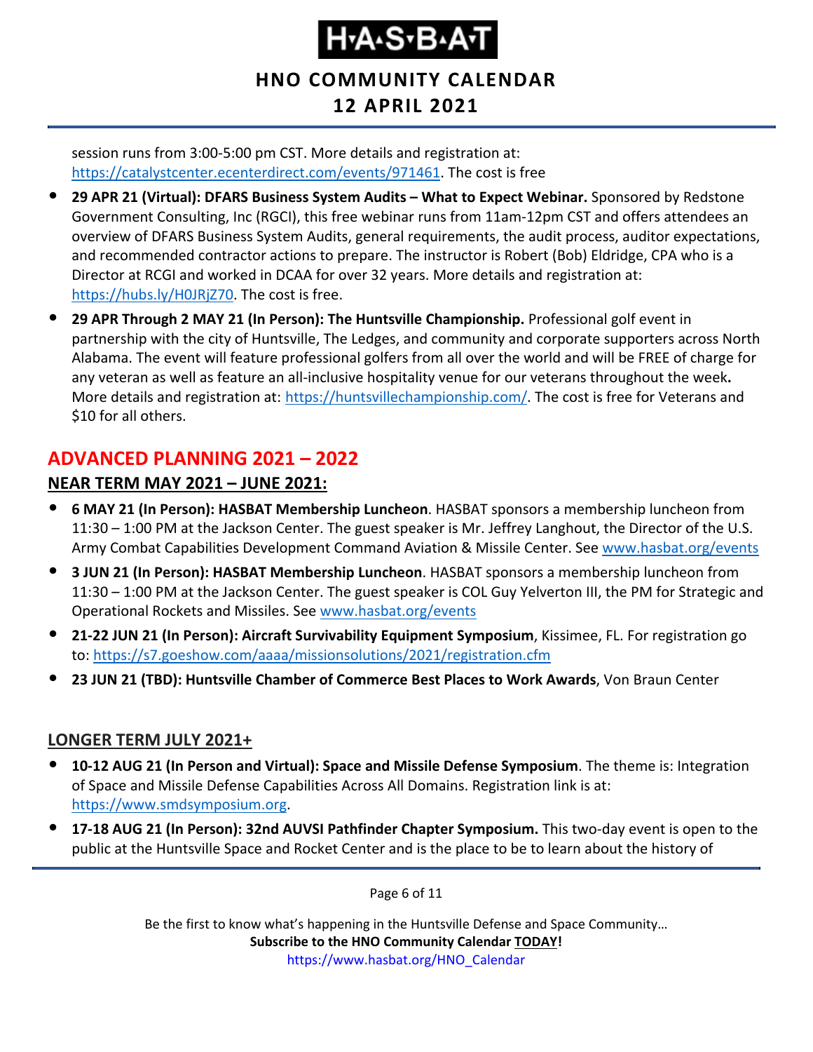session runs from 3:00-5:00 pm CST. More details and registration at: https://catalystcenter.ecenterdirect.com/events/971461. The cost is free

- **29 APR 21 (Virtual): DFARS Business System Audits – What to Expect Webinar.** Sponsored by Redstone Government Consulting, Inc (RGCI), this free webinar runs from 11am-12pm CST and offers attendees an overview of DFARS Business System Audits, general requirements, the audit process, auditor expectations, and recommended contractor actions to prepare. The instructor is Robert (Bob) Eldridge, CPA who is a Director at RCGI and worked in DCAA for over 32 years. More details and registration at: https://hubs.ly/H0JRjZ70. The cost is free.
- **29 APR Through 2 MAY 21 (In Person): The Huntsville Championship.** Professional golf event in partnership with the city of Huntsville, The Ledges, and community and corporate supporters across North Alabama. The event will feature professional golfers from all over the world and will be FREE of charge for any veteran as well as feature an all-inclusive hospitality venue for our veterans throughout the week**.** More details and registration at: https://huntsvillechampionship.com/. The cost is free for Veterans and $10 for all others.

## ADVANCED PLANNING 2021 – 2022

### NEAR TERM MAY 2021 – JUNE 2021:

- **6 MAY 21 (In Person): HASBAT Membership Luncheon**. HASBAT sponsors a membership luncheon from 11:30 – 1:00 PM at the Jackson Center. The guest speaker is Mr. Jeffrey Langhout, the Director of the U.S. Army Combat Capabilities Development Command Aviation & Missile Center. See www.hasbat.org/events
- **3 JUN 21 (In Person): HASBAT Membership Luncheon**. HASBAT sponsors a membership luncheon from 11:30 – 1:00 PM at the Jackson Center. The guest speaker is COL Guy Yelverton III, the PM for Strategic and Operational Rockets and Missiles. See www.hasbat.org/events
- **21-22 JUN 21 (In Person): Aircraft Survivability Equipment Symposium**, Kissimee, FL. For registration go to: https://s7.goeshow.com/aaaa/missionsolutions/2021/registration.cfm
- **23 JUN 21 (TBD): Huntsville Chamber of Commerce Best Places to Work Awards**, Von Braun Center

### LONGER TERM JULY 2021+

- **10-12 AUG 21 (In Person and Virtual): Space and Missile Defense Symposium**. The theme is: Integration of Space and Missile Defense Capabilities Across All Domains. Registration link is at: https://www.smdsymposium.org.
- **17-18 AUG 21 (In Person): 32nd AUVSI Pathfinder Chapter Symposium.** This two-day event is open to the public at the Huntsville Space and Rocket Center and is the place to be to learn about the history of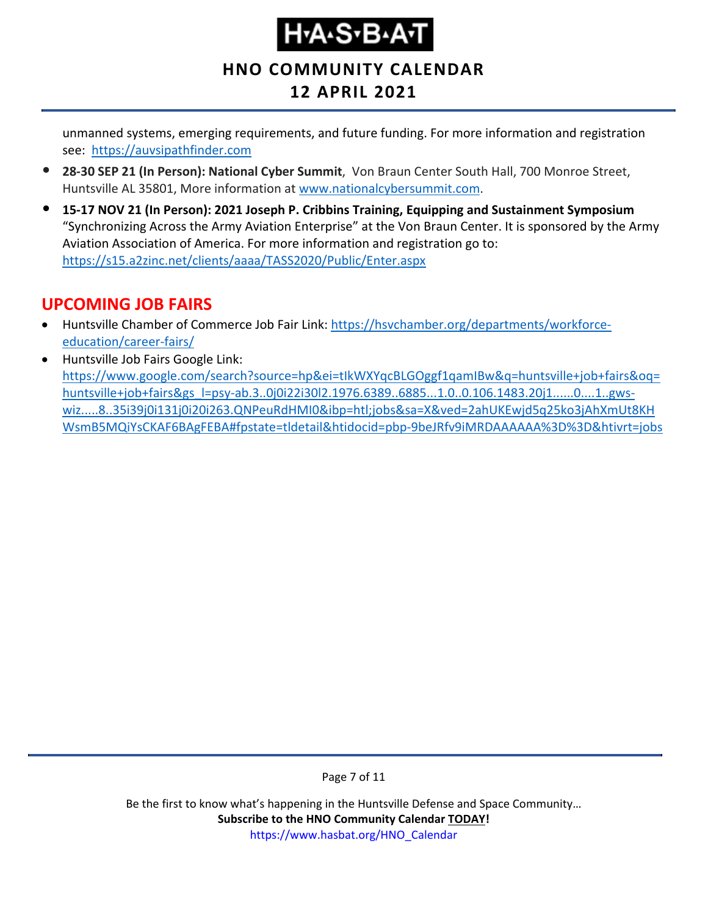unmanned systems, emerging requirements, and future funding. For more information and registration see: https://auvsipathfinder.com

- **28-30 SEP 21 (In Person): National Cyber Summit**, Von Braun Center South Hall, 700 Monroe Street, Huntsville AL 35801, More information at www.nationalcybersummit.com.
- **15-17 NOV 21 (In Person): 2021 Joseph P. Cribbins Training, Equipping and Sustainment Symposium** "Synchronizing Across the Army Aviation Enterprise" at the Von Braun Center. It is sponsored by the Army Aviation Association of America. For more information and registration go to: https://s15.a2zinc.net/clients/aaaa/TASS2020/Public/Enter.aspx

## UPCOMING JOB FAIRS

- Huntsville Chamber of Commerce Job Fair Link: https://hsvchamber.org/departments/workforce-education/career-fairs/
- Huntsville Job Fairs Google Link: https://www.google.com/search?source=hp&ei=tIkWXYqcBLGOggf1qamIBw&q=huntsville+job+fairs&oq=huntsville+job+fairs&gs_l=psy-ab.3..0j0i22i30l2.1976.6389..6885...1.0..0.106.1483.20j1......0....1..gws-wiz.....8..35i39j0i131j0i20i263.QNPeuRdHMI0&ibp=htl;jobs&sa=X&ved=2ahUKEwjd5q25ko3jAhXmUt8KHWsmB5MQiYsCKAF6BAgFEBA#fpstate=tldetail&htidocid=pbp-9beJRfv9iMRDAAAAAA%3D%3D&htivrt=jobs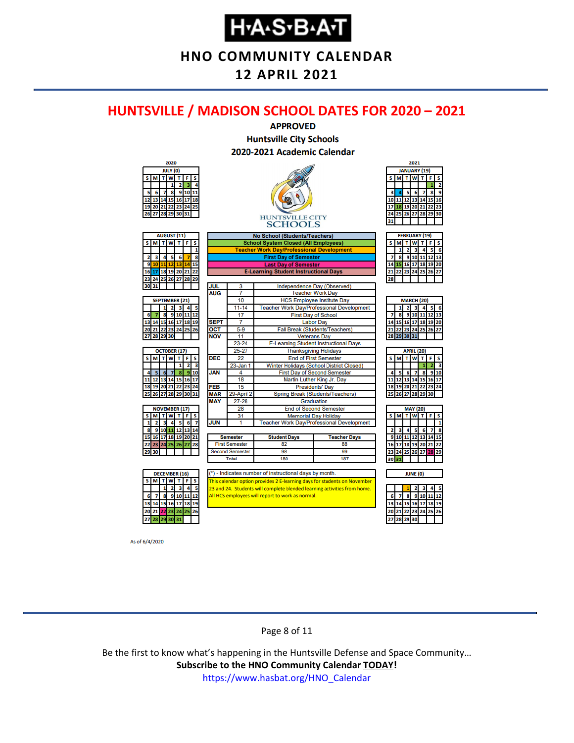# HNO COMMUNITY CALENDAR

## 12 APRIL 2021

## HUNTSVILLE / MADISON SCHOOL DATES FOR 2020 – 2021

**APPROVED**
**Huntsville City Schools**
**2020-2021 Academic Calendar**

HUNTSVILLE CITY SCHOOLS

**Legend:**
- No School (Students/Teachers)
- School System Closed (All Employees)
- Teacher Work Day/Professional Development
- First Day of Semester
- Last Day of Semester
- E-Learning Student Instructional Days

| Month | Date | Event |
|---|---|---|
| JUL | 3 | Independence Day (Observed) |
| AUG | 7 | Teacher Work Day |
| | 10 | HCS Employee Institute Day |
| | 11-14 | Teacher Work Day/Professional Development |
| | 17 | First Day of School |
| SEPT | 7 | Labor Day |
| OCT | 5-9 | Fall Break (Students/Teachers) |
| NOV | 11 | Veterans Day |
| | 23-24 | E-Learning Student Instructional Days |
| | 25-27 | Thanksgiving Holidays |
| DEC | 22 | End of First Semester |
| | 23-Jan 1 | Winter Holidays (School District Closed) |
| JAN | 4 | First Day of Second Semester |
| | 18 | Martin Luther King Jr. Day |
| FEB | 15 | Presidents' Day |
| MAR | 29-April 2 | Spring Break (Students/Teachers) |
| MAY | 27-28 | Graduation |
| | 28 | End of Second Semester |
| | 31 | Memorial Day Holiday |
| JUN | 1 | Teacher Work Day/Professional Development |

| Semester | Student Days | Teacher Days |
|---|---|---|
| First Semester | 82 | 88 |
| Second Semester | 98 | 99 |
| Total | 180 | 187 |

(*) - Indicates number of instructional days by month.

This calendar option provides 2 E-learning days for students on November 23 and 24. Students will complete blended learning activities from home. All HCS employees will report to work as normal.

**2020:** July (0), August (11), September (21), October (17), November (17), December (16)

**2021:** January (19), February (19), March (20), April (20), May (20), June (0)

As of 6/4/2020

Be the first to know what's happening in the Huntsville Defense and Space Community…
**Subscribe to the HNO Community Calendar TODAY!**
https://www.hasbat.org/HNO_Calendar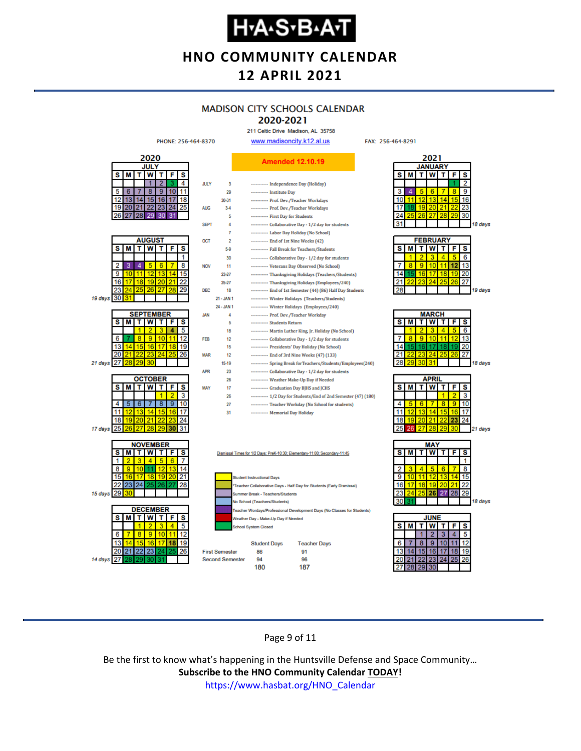# H·A·S·B·A·T

## HNO COMMUNITY CALENDAR
## 12 APRIL 2021

### MADISON CITY SCHOOLS CALENDAR
### 2020-2021

211 Celtic Drive Madison, AL 35758

PHONE: 256-464-8370 www.madisoncity.k12.al.us FAX: 256-464-8291

**Amended 12.10.19**

| Month | Date | Event |
|---|---|---|
| JULY | 3 | Independence Day (Holiday) |
| | 29 | Institute Day |
| | 30-31 | Prof. Dev./Teacher Workdays |
| AUG | 3-4 | Prof. Dev./Teacher Workdays |
| | 5 | First Day for Students |
| SEPT | 4 | Collaborative Day - 1/2 day for students |
| | 7 | Labor Day Holiday (No School) |
| OCT | 2 | End of 1st Nine Weeks (42) |
| | 5-9 | Fall Break for Teachers/Students |
| | 30 | Collaborative Day - 1/2 day for students |
| NOV | 11 | Veterans Day Observed (No School) |
| | 23-27 | Thanksgiving Holidays (Teachers/Students) |
| | 25-27 | Thanksgiving Holidays (Employees/240) |
| DEC | 18 | End of 1st Semester (44) (86) Half Day Students |
| | 21 - JAN 1 | Winter Holidays (Teachers/Students) |
| | 24 - JAN 1 | Winter Holidays (Employees/240) |
| JAN | 4 | Prof. Dev./Teacher Workday |
| | 5 | Students Return |
| | 18 | Martin Luther King, Jr. Holiday (No School) |
| FEB | 12 | Collaborative Day - 1/2 day for students |
| | 15 | Presidents' Day Holiday (No School) |
| MAR | 12 | End of 3rd Nine Weeks (47) (133) |
| | 15-19 | Spring Break forTeachers/Students/Employees(240) |
| APR | 23 | Collaborative Day - 1/2 day for students |
| | 26 | Weather Make-Up Day if Needed |
| MAY | 17 | Graduation Day BJHS and JCHS |
| | 26 | 1/2 Day for Students/End of 2nd Semester (47) (180) |
| | 27 | Teacher Workday (No School for students) |
| | 31 | Memorial Day Holiday |

Dismissal Times for 1/2 Days: PreK-10:30; Elementary-11:00; Secondary-11:45

Legend:
- Student Instructional Days
- *Teacher Collaborative Days - Half Day for Students (Early Dismissal)
- Summer Break - Teachers/Students
- No School (Teachers/Students)
- Teacher Wordays/Professional Development Days (No Classes for Students)
- Weather Day - Make-Up Day if Needed
- School System Closed

| | Student Days | Teacher Days |
|---|---|---|
| First Semester | 86 | 91 |
| Second Semester | 94 | 96 |
| | 180 | 187 |

Instructional days per month: July/August 19 days; September 21 days; October 17 days; November 15 days; December 14 days; January 18 days; February 19 days; March 18 days; April 21 days; May 18 days.

Be the first to know what's happening in the Huntsville Defense and Space Community…
**Subscribe to the HNO Community Calendar TODAY!**
https://www.hasbat.org/HNO_Calendar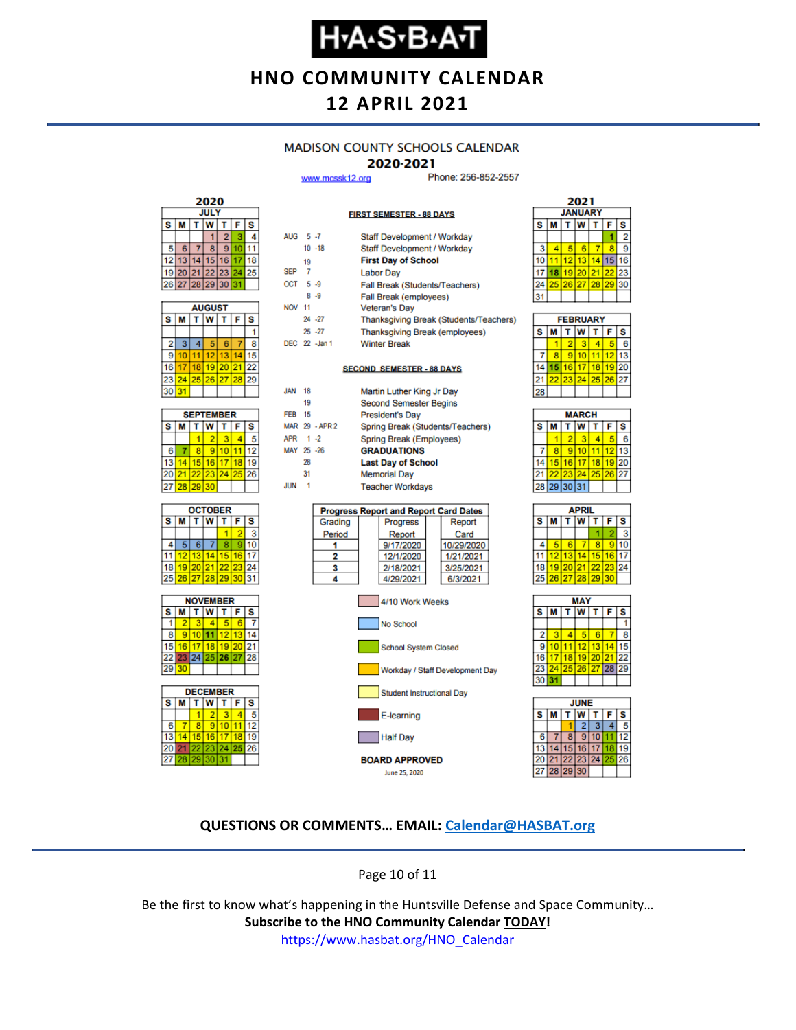# H·A·S·B·A·T

## HNO COMMUNITY CALENDAR
## 12 APRIL 2021

### MADISON COUNTY SCHOOLS CALENDAR
### 2020-2021

www.mcssk12.org Phone: 256-852-2557

**FIRST SEMESTER - 88 DAYS**

| | | |
|---|---|---|
| AUG | 5 -7 | Staff Development / Workday |
| | 10 -18 | Staff Development / Workday |
| | 19 | **First Day of School** |
| SEP | 7 | Labor Day |
| OCT | 5 -9 | Fall Break (Students/Teachers) |
| | 8 -9 | Fall Break (employees) |
| NOV | 11 | Veteran's Day |
| | 24 -27 | Thanksgiving Break (Students/Teachers) |
| | 25 -27 | Thanksgiving Break (employees) |
| DEC | 22 -Jan 1 | Winter Break |

**SECOND SEMESTER - 88 DAYS**

| | | |
|---|---|---|
| JAN | 18 | Martin Luther King Jr Day |
| | 19 | Second Semester Begins |
| FEB | 15 | President's Day |
| MAR | 29 - APR 2 | Spring Break (Students/Teachers) |
| APR | 1 -2 | Spring Break (Employees) |
| MAY | 25 -26 | **GRADUATIONS** |
| | 28 | **Last Day of School** |
| | 31 | Memorial Day |
| JUN | 1 | Teacher Workdays |

**Progress Report and Report Card Dates**

| Grading Period | Progress Report | Report Card |
|---|---|---|
| 1 | 9/17/2020 | 10/29/2020 |
| 2 | 12/1/2020 | 1/21/2021 |
| 3 | 2/18/2021 | 3/25/2021 |
| 4 | 4/29/2021 | 6/3/2021 |

Legend:
- 4/10 Work Weeks
- No School
- School System Closed
- Workday / Staff Development Day
- Student Instructional Day
- E-learning
- Half Day

**BOARD APPROVED**
June 25, 2020

**2020**

**JULY**

| S | M | T | W | T | F | S |
|---|---|---|---|---|---|---|
| | | | 1 | 2 | 3 | 4 |
| 5 | 6 | 7 | 8 | 9 | 10 | 11 |
| 12 | 13 | 14 | 15 | 16 | 17 | 18 |
| 19 | 20 | 21 | 22 | 23 | 24 | 25 |
| 26 | 27 | 28 | 29 | 30 | 31 | |

**AUGUST**

| S | M | T | W | T | F | S |
|---|---|---|---|---|---|---|
| | | | | | | 1 |
| 2 | 3 | 4 | 5 | 6 | 7 | 8 |
| 9 | 10 | 11 | 12 | 13 | 14 | 15 |
| 16 | 17 | 18 | 19 | 20 | 21 | 22 |
| 23 | 24 | 25 | 26 | 27 | 28 | 29 |
| 30 | 31 | | | | | |

**SEPTEMBER**

| S | M | T | W | T | F | S |
|---|---|---|---|---|---|---|
| | | 1 | 2 | 3 | 4 | 5 |
| 6 | 7 | 8 | 9 | 10 | 11 | 12 |
| 13 | 14 | 15 | 16 | 17 | 18 | 19 |
| 20 | 21 | 22 | 23 | 24 | 25 | 26 |
| 27 | 28 | 29 | 30 | | | |

**OCTOBER**

| S | M | T | W | T | F | S |
|---|---|---|---|---|---|---|
| | | | | 1 | 2 | 3 |
| 4 | 5 | 6 | 7 | 8 | 9 | 10 |
| 11 | 12 | 13 | 14 | 15 | 16 | 17 |
| 18 | 19 | 20 | 21 | 22 | 23 | 24 |
| 25 | 26 | 27 | 28 | 29 | 30 | 31 |

**NOVEMBER**

| S | M | T | W | T | F | S |
|---|---|---|---|---|---|---|
| 1 | 2 | 3 | 4 | 5 | 6 | 7 |
| 8 | 9 | 10 | 11 | 12 | 13 | 14 |
| 15 | 16 | 17 | 18 | 19 | 20 | 21 |
| 22 | 23 | 24 | 25 | 26 | 27 | 28 |
| 29 | 30 | | | | | |

**DECEMBER**

| S | M | T | W | T | F | S |
|---|---|---|---|---|---|---|
| | | 1 | 2 | 3 | 4 | 5 |
| 6 | 7 | 8 | 9 | 10 | 11 | 12 |
| 13 | 14 | 15 | 16 | 17 | 18 | 19 |
| 20 | 21 | 22 | 23 | 24 | 25 | 26 |
| 27 | 28 | 29 | 30 | 31 | | |

**2021**

**JANUARY**

| S | M | T | W | T | F | S |
|---|---|---|---|---|---|---|
| | | | | | 1 | 2 |
| 3 | 4 | 5 | 6 | 7 | 8 | 9 |
| 10 | 11 | 12 | 13 | 14 | 15 | 16 |
| 17 | 18 | 19 | 20 | 21 | 22 | 23 |
| 24 | 25 | 26 | 27 | 28 | 29 | 30 |
| 31 | | | | | | |

**FEBRUARY**

| S | M | T | W | T | F | S |
|---|---|---|---|---|---|---|
| | 1 | 2 | 3 | 4 | 5 | 6 |
| 7 | 8 | 9 | 10 | 11 | 12 | 13 |
| 14 | 15 | 16 | 17 | 18 | 19 | 20 |
| 21 | 22 | 23 | 24 | 25 | 26 | 27 |
| 28 | | | | | | |

**MARCH**

| S | M | T | W | T | F | S |
|---|---|---|---|---|---|---|
| | 1 | 2 | 3 | 4 | 5 | 6 |
| 7 | 8 | 9 | 10 | 11 | 12 | 13 |
| 14 | 15 | 16 | 17 | 18 | 19 | 20 |
| 21 | 22 | 23 | 24 | 25 | 26 | 27 |
| 28 | 29 | 30 | 31 | | | |

**APRIL**

| S | M | T | W | T | F | S |
|---|---|---|---|---|---|---|
| | | | | 1 | 2 | 3 |
| 4 | 5 | 6 | 7 | 8 | 9 | 10 |
| 11 | 12 | 13 | 14 | 15 | 16 | 17 |
| 18 | 19 | 20 | 21 | 22 | 23 | 24 |
| 25 | 26 | 27 | 28 | 29 | 30 | |

**MAY**

| S | M | T | W | T | F | S |
|---|---|---|---|---|---|---|
| | | | | | | 1 |
| 2 | 3 | 4 | 5 | 6 | 7 | 8 |
| 9 | 10 | 11 | 12 | 13 | 14 | 15 |
| 16 | 17 | 18 | 19 | 20 | 21 | 22 |
| 23 | 24 | 25 | 26 | 27 | 28 | 29 |
| 30 | 31 | | | | | |

**JUNE**

| S | M | T | W | T | F | S |
|---|---|---|---|---|---|---|
| | | 1 | 2 | 3 | 4 | 5 |
| 6 | 7 | 8 | 9 | 10 | 11 | 12 |
| 13 | 14 | 15 | 16 | 17 | 18 | 19 |
| 20 | 21 | 22 | 23 | 24 | 25 | 26 |
| 27 | 28 | 29 | 30 | | | |

**QUESTIONS OR COMMENTS… EMAIL: Calendar@HASBAT.org**

Be the first to know what's happening in the Huntsville Defense and Space Community…
**Subscribe to the HNO Community Calendar TODAY!**
https://www.hasbat.org/HNO_Calendar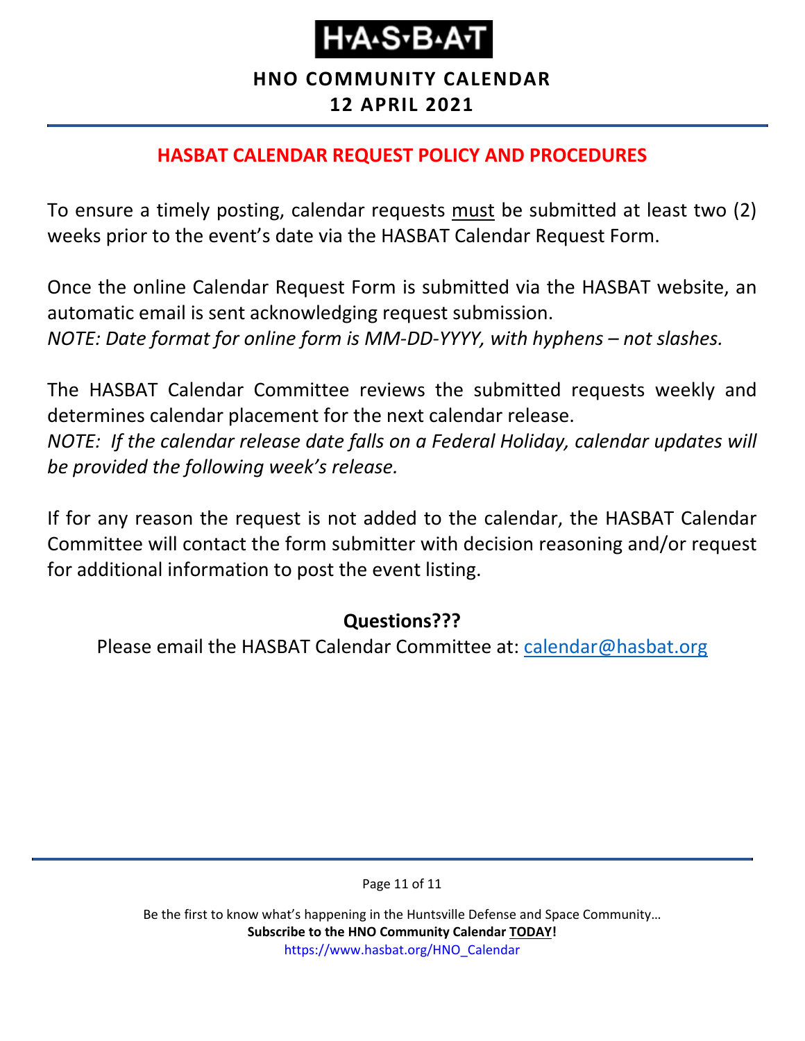# H·A·S·B·A·T

**HNO COMMUNITY CALENDAR**
**12 APRIL 2021**

## HASBAT CALENDAR REQUEST POLICY AND PROCEDURES

To ensure a timely posting, calendar requests must be submitted at least two (2) weeks prior to the event's date via the HASBAT Calendar Request Form.

Once the online Calendar Request Form is submitted via the HASBAT website, an automatic email is sent acknowledging request submission.
*NOTE: Date format for online form is MM-DD-YYYY, with hyphens – not slashes.*

The HASBAT Calendar Committee reviews the submitted requests weekly and determines calendar placement for the next calendar release.
*NOTE: If the calendar release date falls on a Federal Holiday, calendar updates will be provided the following week's release.*

If for any reason the request is not added to the calendar, the HASBAT Calendar Committee will contact the form submitter with decision reasoning and/or request for additional information to post the event listing.

**Questions???**
Please email the HASBAT Calendar Committee at: calendar@hasbat.org

Be the first to know what's happening in the Huntsville Defense and Space Community…
**Subscribe to the HNO Community Calendar TODAY!**
https://www.hasbat.org/HNO_Calendar